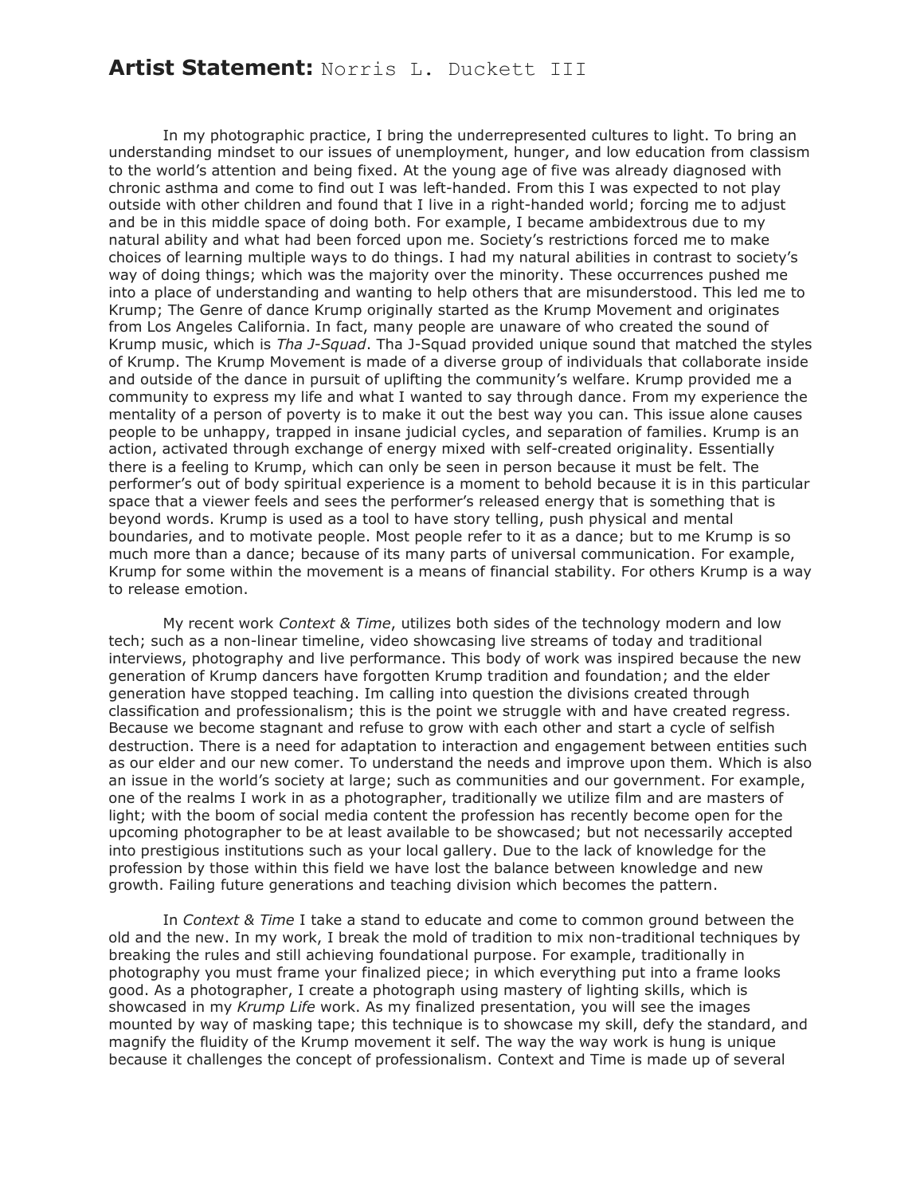# **Artist Statement:** Norris L. Duckett III

In my photographic practice, I bring the underrepresented cultures to light. To bring an understanding mindset to our issues of unemployment, hunger, and low education from classism to the world's attention and being fixed. At the young age of five was already diagnosed with chronic asthma and come to find out I was left-handed. From this I was expected to not play outside with other children and found that I live in a right-handed world; forcing me to adjust and be in this middle space of doing both. For example, I became ambidextrous due to my natural ability and what had been forced upon me. Society's restrictions forced me to make choices of learning multiple ways to do things. I had my natural abilities in contrast to society's way of doing things; which was the majority over the minority. These occurrences pushed me into a place of understanding and wanting to help others that are misunderstood. This led me to Krump; The Genre of dance Krump originally started as the Krump Movement and originates from Los Angeles California. In fact, many people are unaware of who created the sound of Krump music, which is *Tha J-Squad*. Tha J-Squad provided unique sound that matched the styles of Krump. The Krump Movement is made of a diverse group of individuals that collaborate inside and outside of the dance in pursuit of uplifting the community's welfare. Krump provided me a community to express my life and what I wanted to say through dance. From my experience the mentality of a person of poverty is to make it out the best way you can. This issue alone causes people to be unhappy, trapped in insane judicial cycles, and separation of families. Krump is an action, activated through exchange of energy mixed with self-created originality. Essentially there is a feeling to Krump, which can only be seen in person because it must be felt. The performer's out of body spiritual experience is a moment to behold because it is in this particular space that a viewer feels and sees the performer's released energy that is something that is beyond words. Krump is used as a tool to have story telling, push physical and mental boundaries, and to motivate people. Most people refer to it as a dance; but to me Krump is so much more than a dance; because of its many parts of universal communication. For example, Krump for some within the movement is a means of financial stability. For others Krump is a way to release emotion.

My recent work *Context & Time*, utilizes both sides of the technology modern and low tech; such as a non-linear timeline, video showcasing live streams of today and traditional interviews, photography and live performance. This body of work was inspired because the new generation of Krump dancers have forgotten Krump tradition and foundation; and the elder generation have stopped teaching. Im calling into question the divisions created through classification and professionalism; this is the point we struggle with and have created regress. Because we become stagnant and refuse to grow with each other and start a cycle of selfish destruction. There is a need for adaptation to interaction and engagement between entities such as our elder and our new comer. To understand the needs and improve upon them. Which is also an issue in the world's society at large; such as communities and our government. For example, one of the realms I work in as a photographer, traditionally we utilize film and are masters of light; with the boom of social media content the profession has recently become open for the upcoming photographer to be at least available to be showcased; but not necessarily accepted into prestigious institutions such as your local gallery. Due to the lack of knowledge for the profession by those within this field we have lost the balance between knowledge and new growth. Failing future generations and teaching division which becomes the pattern.

In *Context & Time* I take a stand to educate and come to common ground between the old and the new. In my work, I break the mold of tradition to mix non-traditional techniques by breaking the rules and still achieving foundational purpose. For example, traditionally in photography you must frame your finalized piece; in which everything put into a frame looks good. As a photographer, I create a photograph using mastery of lighting skills, which is showcased in my *Krump Life* work. As my finalized presentation, you will see the images mounted by way of masking tape; this technique is to showcase my skill, defy the standard, and magnify the fluidity of the Krump movement it self. The way the way work is hung is unique because it challenges the concept of professionalism. Context and Time is made up of several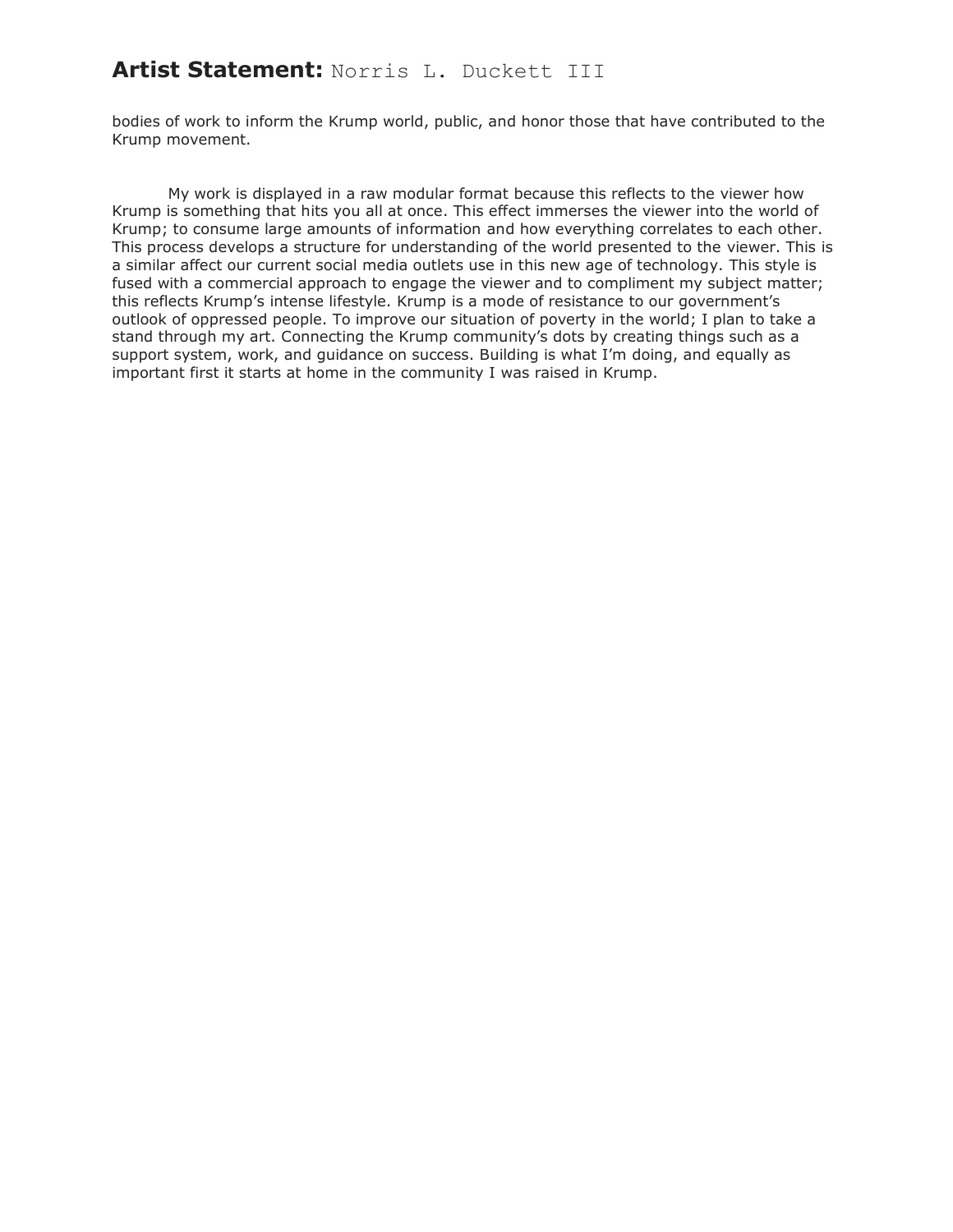bodies of work to inform the Krump world, public, and honor those that have contributed to the Krump movement.

My work is displayed in a raw modular format because this reflects to the viewer how Krump is something that hits you all at once. This effect immerses the viewer into the world of Krump; to consume large amounts of information and how everything correlates to each other. This process develops a structure for understanding of the world presented to the viewer. This is a similar affect our current social media outlets use in this new age of technology. This style is fused with a commercial approach to engage the viewer and to compliment my subject matter; this reflects Krump's intense lifestyle. Krump is a mode of resistance to our government's outlook of oppressed people. To improve our situation of poverty in the world; I plan to take a stand through my art. Connecting the Krump community's dots by creating things such as a support system, work, and guidance on success. Building is what I'm doing, and equally as important first it starts at home in the community I was raised in Krump.